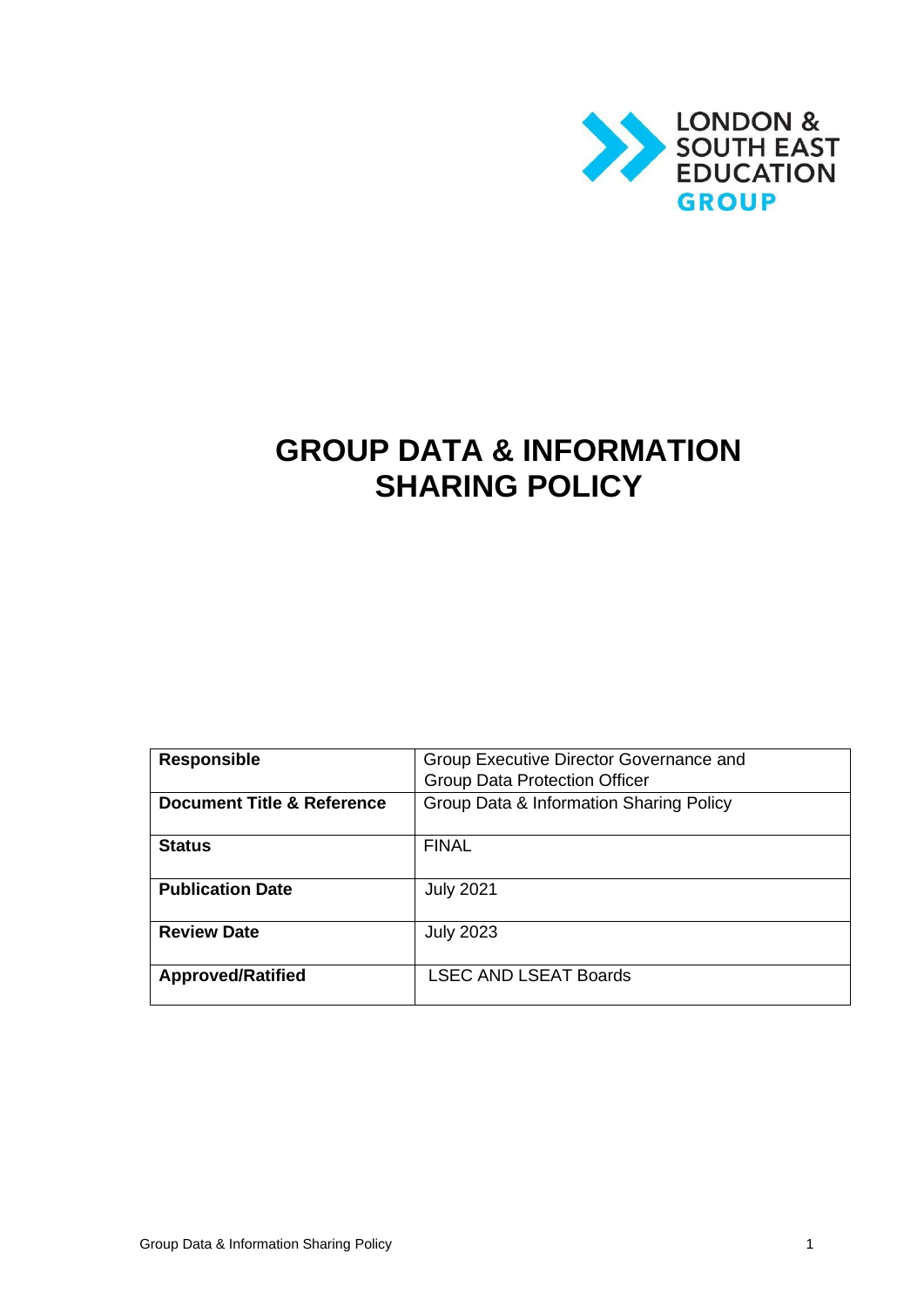LONDON & SOUTH EAST EDUCATION GROUP

# GROUP DATA & INFORMATION SHARING POLICY

| **Responsible** | Group Executive Director Governance and Group Data Protection Officer |
|---|---|
| **Document Title & Reference** | Group Data & Information Sharing Policy |
| **Status** | FINAL |
| **Publication Date** | July 2021 |
| **Review Date** | July 2023 |
| **Approved/Ratified** | LSEC AND LSEAT Boards |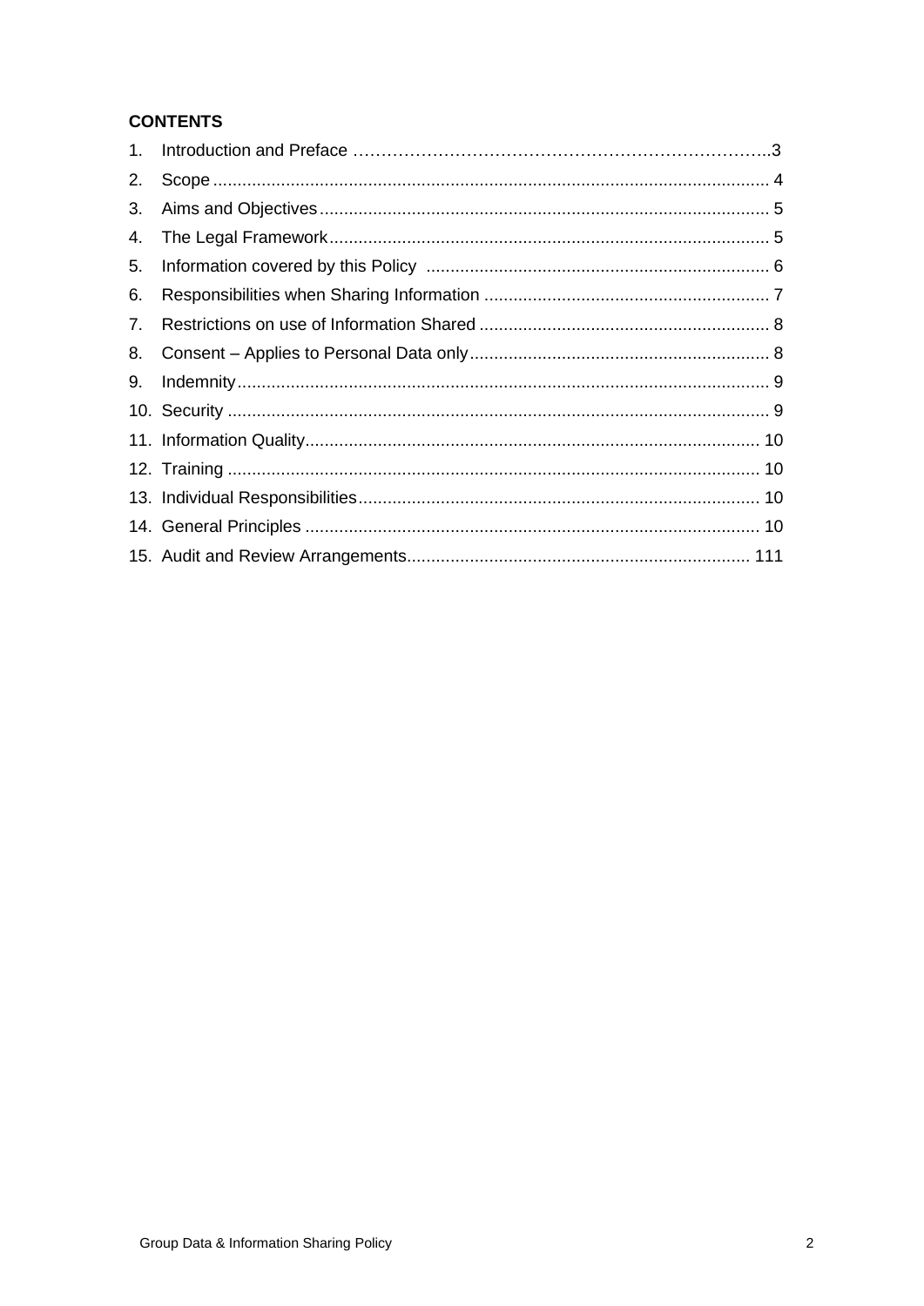**CONTENTS**

1. Introduction and Preface ……………………………………………………………..3
2. Scope .................................................................................................................. 4
3. Aims and Objectives ............................................................................................ 5
4. The Legal Framework ........................................................................................... 5
5. Information covered by this Policy ...................................................................... 6
6. Responsibilities when Sharing Information ........................................................... 7
7. Restrictions on use of Information Shared ............................................................ 8
8. Consent – Applies to Personal Data only .............................................................. 8
9. Indemnity ............................................................................................................. 9
10. Security ............................................................................................................... 9
11. Information Quality ............................................................................................. 10
12. Training .............................................................................................................. 10
13. Individual Responsibilities .................................................................................. 10
14. General Principles .............................................................................................. 10
15. Audit and Review Arrangements ....................................................................... 111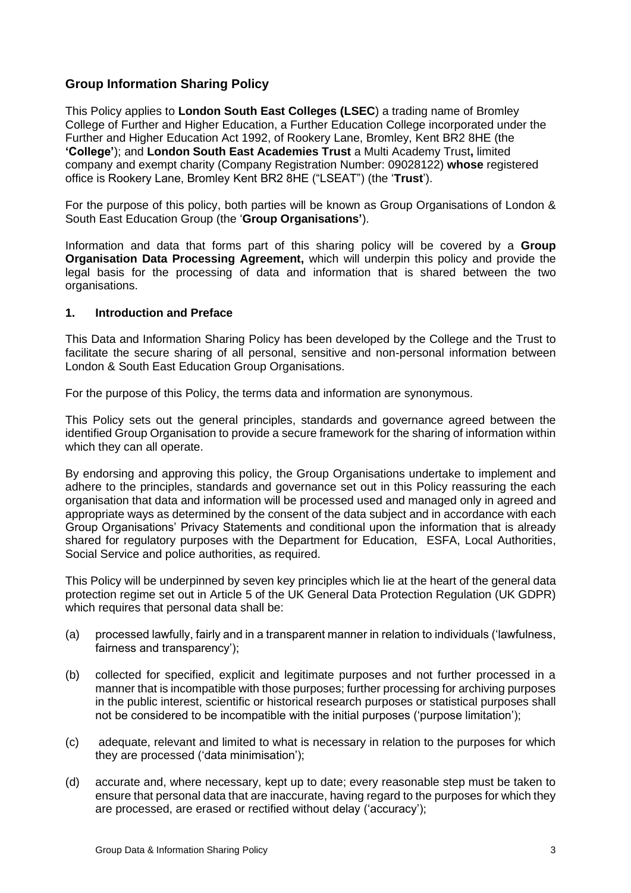## Group Information Sharing Policy

This Policy applies to **London South East Colleges (LSEC**) a trading name of Bromley College of Further and Higher Education, a Further Education College incorporated under the Further and Higher Education Act 1992, of Rookery Lane, Bromley, Kent BR2 8HE (the **'College'**); and **London South East Academies Trust** a Multi Academy Trust**,** limited company and exempt charity (Company Registration Number: 09028122) **whose** registered office is Rookery Lane, Bromley Kent BR2 8HE ("LSEAT") (the '**Trust**').

For the purpose of this policy, both parties will be known as Group Organisations of London & South East Education Group (the '**Group Organisations'**).

Information and data that forms part of this sharing policy will be covered by a **Group Organisation Data Processing Agreement,** which will underpin this policy and provide the legal basis for the processing of data and information that is shared between the two organisations.

### 1. Introduction and Preface

This Data and Information Sharing Policy has been developed by the College and the Trust to facilitate the secure sharing of all personal, sensitive and non-personal information between London & South East Education Group Organisations.

For the purpose of this Policy, the terms data and information are synonymous.

This Policy sets out the general principles, standards and governance agreed between the identified Group Organisation to provide a secure framework for the sharing of information within which they can all operate.

By endorsing and approving this policy, the Group Organisations undertake to implement and adhere to the principles, standards and governance set out in this Policy reassuring the each organisation that data and information will be processed used and managed only in agreed and appropriate ways as determined by the consent of the data subject and in accordance with each Group Organisations' Privacy Statements and conditional upon the information that is already shared for regulatory purposes with the Department for Education, ESFA, Local Authorities, Social Service and police authorities, as required.

This Policy will be underpinned by seven key principles which lie at the heart of the general data protection regime set out in Article 5 of the UK General Data Protection Regulation (UK GDPR) which requires that personal data shall be:

(a) processed lawfully, fairly and in a transparent manner in relation to individuals ('lawfulness, fairness and transparency');

(b) collected for specified, explicit and legitimate purposes and not further processed in a manner that is incompatible with those purposes; further processing for archiving purposes in the public interest, scientific or historical research purposes or statistical purposes shall not be considered to be incompatible with the initial purposes ('purpose limitation');

(c) adequate, relevant and limited to what is necessary in relation to the purposes for which they are processed ('data minimisation');

(d) accurate and, where necessary, kept up to date; every reasonable step must be taken to ensure that personal data that are inaccurate, having regard to the purposes for which they are processed, are erased or rectified without delay ('accuracy');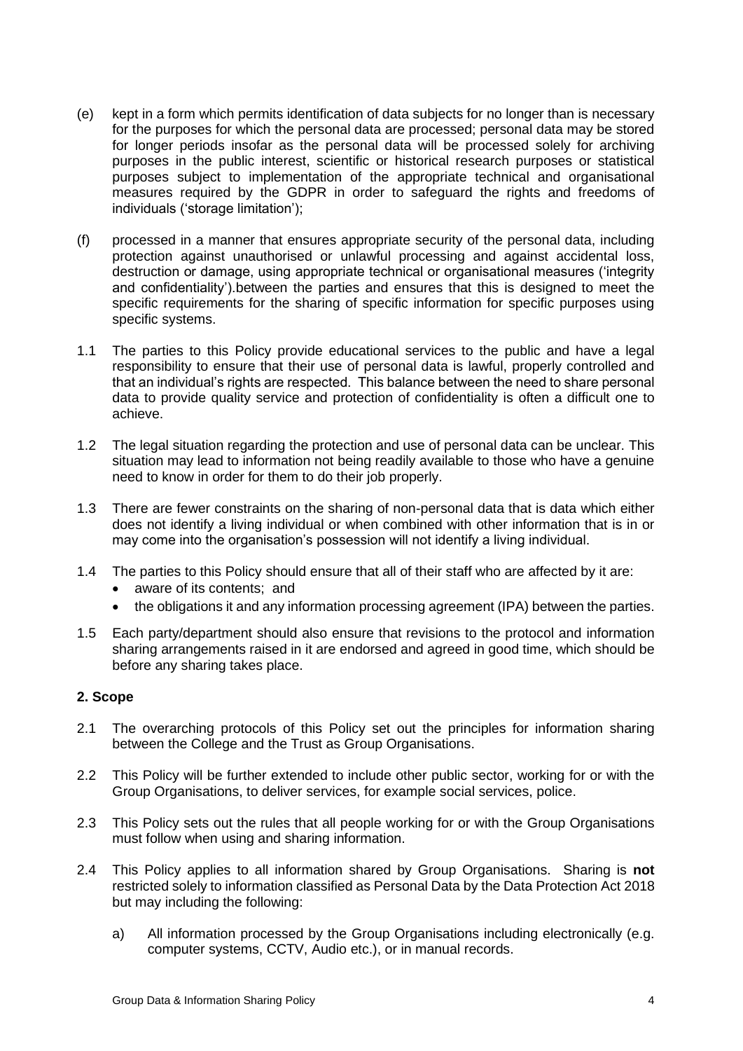(e) kept in a form which permits identification of data subjects for no longer than is necessary for the purposes for which the personal data are processed; personal data may be stored for longer periods insofar as the personal data will be processed solely for archiving purposes in the public interest, scientific or historical research purposes or statistical purposes subject to implementation of the appropriate technical and organisational measures required by the GDPR in order to safeguard the rights and freedoms of individuals ('storage limitation');

(f) processed in a manner that ensures appropriate security of the personal data, including protection against unauthorised or unlawful processing and against accidental loss, destruction or damage, using appropriate technical or organisational measures ('integrity and confidentiality').between the parties and ensures that this is designed to meet the specific requirements for the sharing of specific information for specific purposes using specific systems.

1.1 The parties to this Policy provide educational services to the public and have a legal responsibility to ensure that their use of personal data is lawful, properly controlled and that an individual's rights are respected. This balance between the need to share personal data to provide quality service and protection of confidentiality is often a difficult one to achieve.

1.2 The legal situation regarding the protection and use of personal data can be unclear. This situation may lead to information not being readily available to those who have a genuine need to know in order for them to do their job properly.

1.3 There are fewer constraints on the sharing of non-personal data that is data which either does not identify a living individual or when combined with other information that is in or may come into the organisation's possession will not identify a living individual.

1.4 The parties to this Policy should ensure that all of their staff who are affected by it are:
- aware of its contents; and
- the obligations it and any information processing agreement (IPA) between the parties.

1.5 Each party/department should also ensure that revisions to the protocol and information sharing arrangements raised in it are endorsed and agreed in good time, which should be before any sharing takes place.

## 2. Scope

2.1 The overarching protocols of this Policy set out the principles for information sharing between the College and the Trust as Group Organisations.

2.2 This Policy will be further extended to include other public sector, working for or with the Group Organisations, to deliver services, for example social services, police.

2.3 This Policy sets out the rules that all people working for or with the Group Organisations must follow when using and sharing information.

2.4 This Policy applies to all information shared by Group Organisations. Sharing is **not** restricted solely to information classified as Personal Data by the Data Protection Act 2018 but may including the following:

a) All information processed by the Group Organisations including electronically (e.g. computer systems, CCTV, Audio etc.), or in manual records.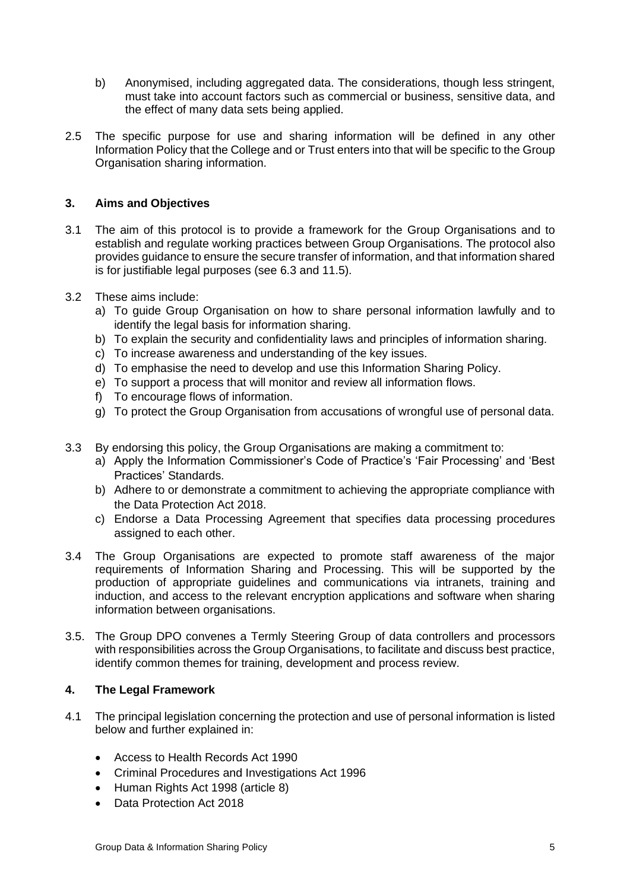b) Anonymised, including aggregated data. The considerations, though less stringent, must take into account factors such as commercial or business, sensitive data, and the effect of many data sets being applied.

2.5 The specific purpose for use and sharing information will be defined in any other Information Policy that the College and or Trust enters into that will be specific to the Group Organisation sharing information.

## 3. Aims and Objectives

3.1 The aim of this protocol is to provide a framework for the Group Organisations and to establish and regulate working practices between Group Organisations. The protocol also provides guidance to ensure the secure transfer of information, and that information shared is for justifiable legal purposes (see 6.3 and 11.5).

3.2 These aims include:

a) To guide Group Organisation on how to share personal information lawfully and to identify the legal basis for information sharing.
b) To explain the security and confidentiality laws and principles of information sharing.
c) To increase awareness and understanding of the key issues.
d) To emphasise the need to develop and use this Information Sharing Policy.
e) To support a process that will monitor and review all information flows.
f) To encourage flows of information.
g) To protect the Group Organisation from accusations of wrongful use of personal data.

3.3 By endorsing this policy, the Group Organisations are making a commitment to:

a) Apply the Information Commissioner's Code of Practice's 'Fair Processing' and 'Best Practices' Standards.
b) Adhere to or demonstrate a commitment to achieving the appropriate compliance with the Data Protection Act 2018.
c) Endorse a Data Processing Agreement that specifies data processing procedures assigned to each other.

3.4 The Group Organisations are expected to promote staff awareness of the major requirements of Information Sharing and Processing. This will be supported by the production of appropriate guidelines and communications via intranets, training and induction, and access to the relevant encryption applications and software when sharing information between organisations.

3.5. The Group DPO convenes a Termly Steering Group of data controllers and processors with responsibilities across the Group Organisations, to facilitate and discuss best practice, identify common themes for training, development and process review.

## 4. The Legal Framework

4.1 The principal legislation concerning the protection and use of personal information is listed below and further explained in:

- Access to Health Records Act 1990
- Criminal Procedures and Investigations Act 1996
- Human Rights Act 1998 (article 8)
- Data Protection Act 2018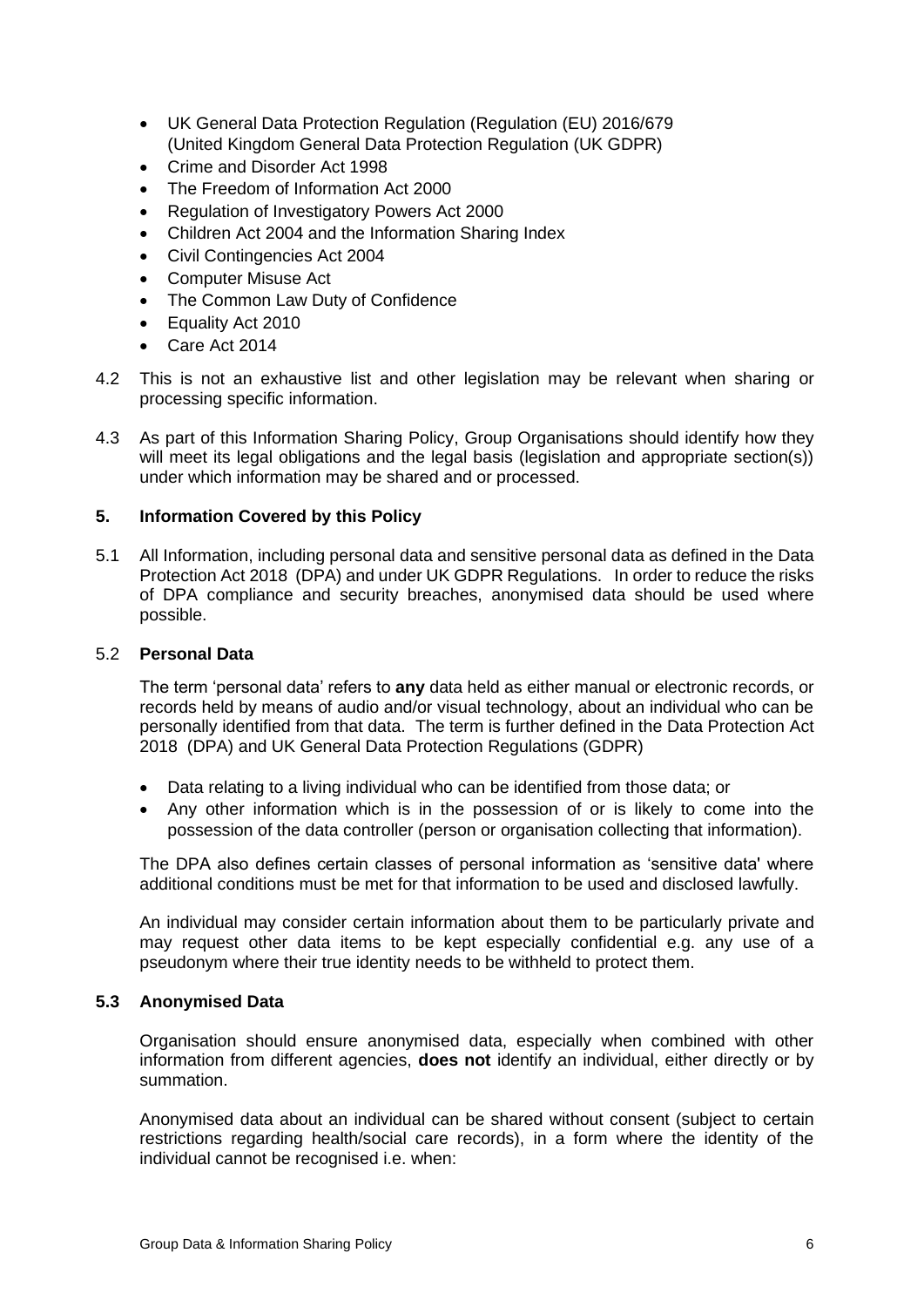- UK General Data Protection Regulation (Regulation (EU) 2016/679 (United Kingdom General Data Protection Regulation (UK GDPR)
- Crime and Disorder Act 1998
- The Freedom of Information Act 2000
- Regulation of Investigatory Powers Act 2000
- Children Act 2004 and the Information Sharing Index
- Civil Contingencies Act 2004
- Computer Misuse Act
- The Common Law Duty of Confidence
- Equality Act 2010
- Care Act 2014

4.2 This is not an exhaustive list and other legislation may be relevant when sharing or processing specific information.

4.3 As part of this Information Sharing Policy, Group Organisations should identify how they will meet its legal obligations and the legal basis (legislation and appropriate section(s)) under which information may be shared and or processed.

## 5. Information Covered by this Policy

5.1 All Information, including personal data and sensitive personal data as defined in the Data Protection Act 2018 (DPA) and under UK GDPR Regulations. In order to reduce the risks of DPA compliance and security breaches, anonymised data should be used where possible.

### 5.2 Personal Data

The term 'personal data' refers to **any** data held as either manual or electronic records, or records held by means of audio and/or visual technology, about an individual who can be personally identified from that data. The term is further defined in the Data Protection Act 2018 (DPA) and UK General Data Protection Regulations (GDPR)

- Data relating to a living individual who can be identified from those data; or
- Any other information which is in the possession of or is likely to come into the possession of the data controller (person or organisation collecting that information).

The DPA also defines certain classes of personal information as 'sensitive data' where additional conditions must be met for that information to be used and disclosed lawfully.

An individual may consider certain information about them to be particularly private and may request other data items to be kept especially confidential e.g. any use of a pseudonym where their true identity needs to be withheld to protect them.

### 5.3 Anonymised Data

Organisation should ensure anonymised data, especially when combined with other information from different agencies, **does not** identify an individual, either directly or by summation.

Anonymised data about an individual can be shared without consent (subject to certain restrictions regarding health/social care records), in a form where the identity of the individual cannot be recognised i.e. when: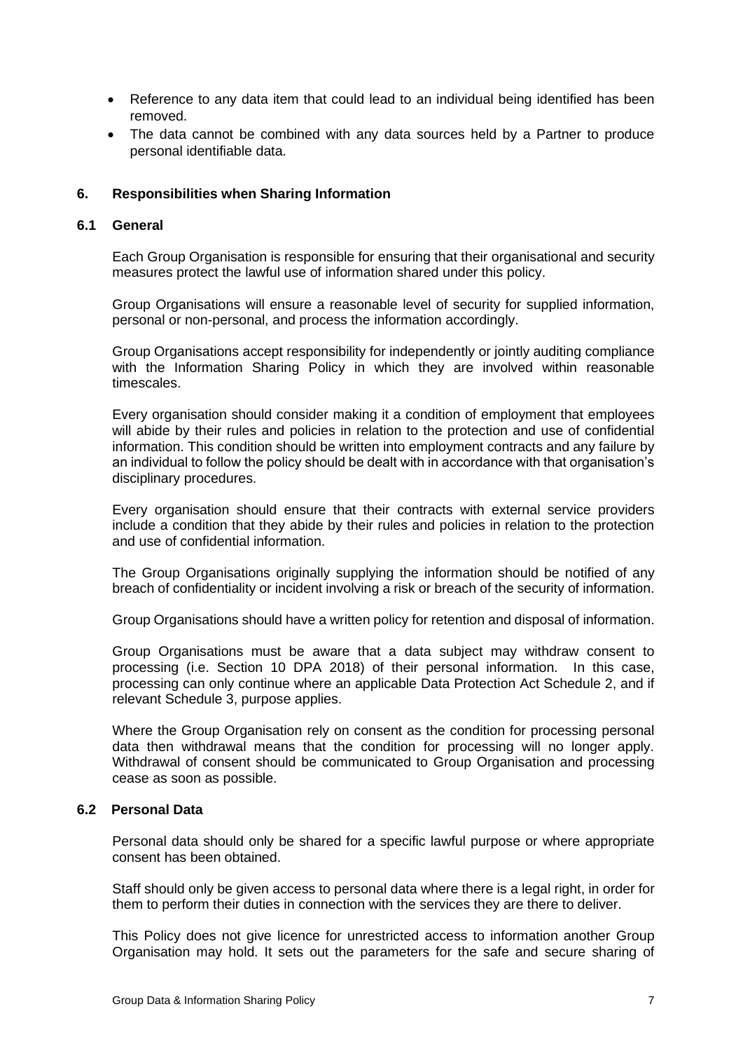- Reference to any data item that could lead to an individual being identified has been removed.
- The data cannot be combined with any data sources held by a Partner to produce personal identifiable data.

## 6. Responsibilities when Sharing Information

### 6.1 General

Each Group Organisation is responsible for ensuring that their organisational and security measures protect the lawful use of information shared under this policy.

Group Organisations will ensure a reasonable level of security for supplied information, personal or non-personal, and process the information accordingly.

Group Organisations accept responsibility for independently or jointly auditing compliance with the Information Sharing Policy in which they are involved within reasonable timescales.

Every organisation should consider making it a condition of employment that employees will abide by their rules and policies in relation to the protection and use of confidential information. This condition should be written into employment contracts and any failure by an individual to follow the policy should be dealt with in accordance with that organisation's disciplinary procedures.

Every organisation should ensure that their contracts with external service providers include a condition that they abide by their rules and policies in relation to the protection and use of confidential information.

The Group Organisations originally supplying the information should be notified of any breach of confidentiality or incident involving a risk or breach of the security of information.

Group Organisations should have a written policy for retention and disposal of information.

Group Organisations must be aware that a data subject may withdraw consent to processing (i.e. Section 10 DPA 2018) of their personal information. In this case, processing can only continue where an applicable Data Protection Act Schedule 2, and if relevant Schedule 3, purpose applies.

Where the Group Organisation rely on consent as the condition for processing personal data then withdrawal means that the condition for processing will no longer apply. Withdrawal of consent should be communicated to Group Organisation and processing cease as soon as possible.

### 6.2 Personal Data

Personal data should only be shared for a specific lawful purpose or where appropriate consent has been obtained.

Staff should only be given access to personal data where there is a legal right, in order for them to perform their duties in connection with the services they are there to deliver.

This Policy does not give licence for unrestricted access to information another Group Organisation may hold. It sets out the parameters for the safe and secure sharing of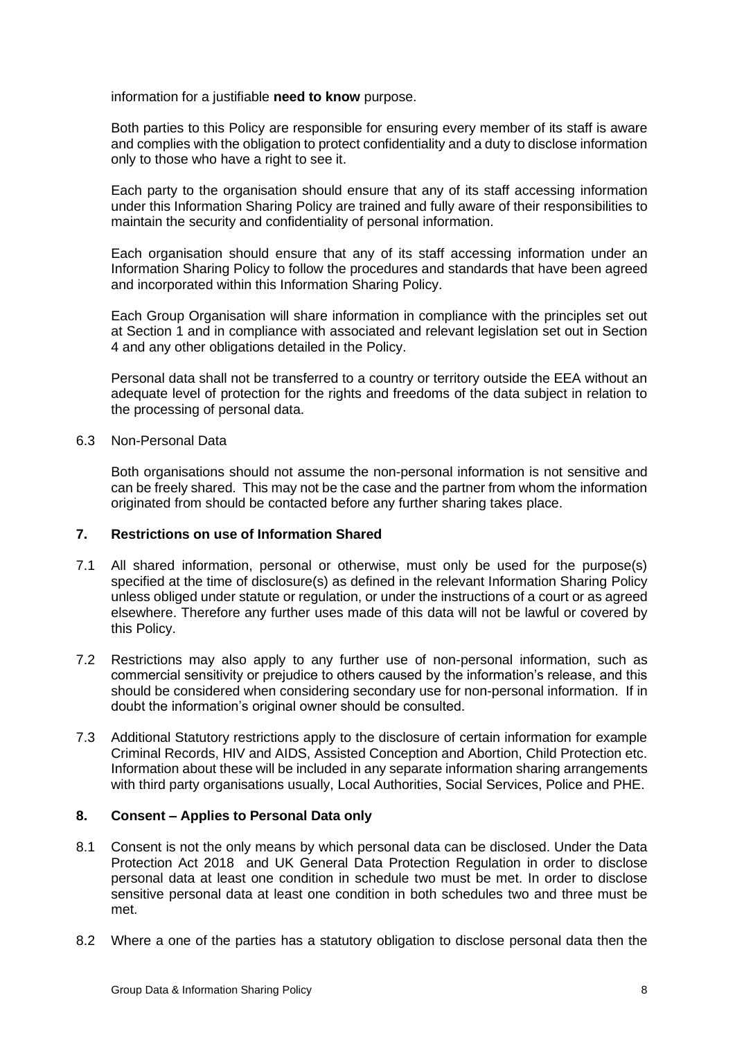information for a justifiable **need to know** purpose.

Both parties to this Policy are responsible for ensuring every member of its staff is aware and complies with the obligation to protect confidentiality and a duty to disclose information only to those who have a right to see it.

Each party to the organisation should ensure that any of its staff accessing information under this Information Sharing Policy are trained and fully aware of their responsibilities to maintain the security and confidentiality of personal information.

Each organisation should ensure that any of its staff accessing information under an Information Sharing Policy to follow the procedures and standards that have been agreed and incorporated within this Information Sharing Policy.

Each Group Organisation will share information in compliance with the principles set out at Section 1 and in compliance with associated and relevant legislation set out in Section 4 and any other obligations detailed in the Policy.

Personal data shall not be transferred to a country or territory outside the EEA without an adequate level of protection for the rights and freedoms of the data subject in relation to the processing of personal data.

6.3 Non-Personal Data

Both organisations should not assume the non-personal information is not sensitive and can be freely shared. This may not be the case and the partner from whom the information originated from should be contacted before any further sharing takes place.

## 7. Restrictions on use of Information Shared

7.1 All shared information, personal or otherwise, must only be used for the purpose(s) specified at the time of disclosure(s) as defined in the relevant Information Sharing Policy unless obliged under statute or regulation, or under the instructions of a court or as agreed elsewhere. Therefore any further uses made of this data will not be lawful or covered by this Policy.

7.2 Restrictions may also apply to any further use of non-personal information, such as commercial sensitivity or prejudice to others caused by the information's release, and this should be considered when considering secondary use for non-personal information. If in doubt the information's original owner should be consulted.

7.3 Additional Statutory restrictions apply to the disclosure of certain information for example Criminal Records, HIV and AIDS, Assisted Conception and Abortion, Child Protection etc. Information about these will be included in any separate information sharing arrangements with third party organisations usually, Local Authorities, Social Services, Police and PHE.

## 8. Consent – Applies to Personal Data only

8.1 Consent is not the only means by which personal data can be disclosed. Under the Data Protection Act 2018 and UK General Data Protection Regulation in order to disclose personal data at least one condition in schedule two must be met. In order to disclose sensitive personal data at least one condition in both schedules two and three must be met.

8.2 Where a one of the parties has a statutory obligation to disclose personal data then the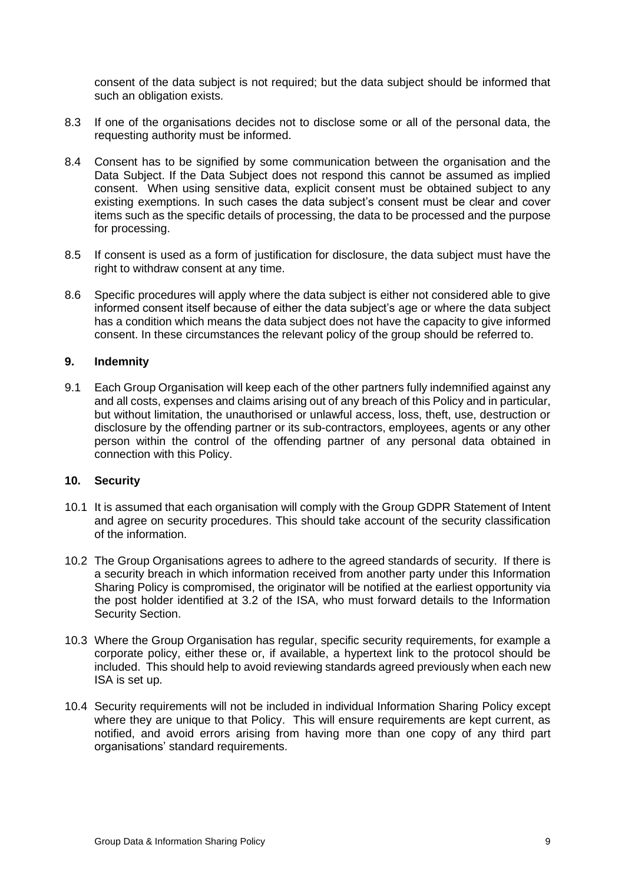consent of the data subject is not required; but the data subject should be informed that such an obligation exists.

8.3 If one of the organisations decides not to disclose some or all of the personal data, the requesting authority must be informed.

8.4 Consent has to be signified by some communication between the organisation and the Data Subject. If the Data Subject does not respond this cannot be assumed as implied consent. When using sensitive data, explicit consent must be obtained subject to any existing exemptions. In such cases the data subject's consent must be clear and cover items such as the specific details of processing, the data to be processed and the purpose for processing.

8.5 If consent is used as a form of justification for disclosure, the data subject must have the right to withdraw consent at any time.

8.6 Specific procedures will apply where the data subject is either not considered able to give informed consent itself because of either the data subject's age or where the data subject has a condition which means the data subject does not have the capacity to give informed consent. In these circumstances the relevant policy of the group should be referred to.

## 9. Indemnity

9.1 Each Group Organisation will keep each of the other partners fully indemnified against any and all costs, expenses and claims arising out of any breach of this Policy and in particular, but without limitation, the unauthorised or unlawful access, loss, theft, use, destruction or disclosure by the offending partner or its sub-contractors, employees, agents or any other person within the control of the offending partner of any personal data obtained in connection with this Policy.

## 10. Security

10.1 It is assumed that each organisation will comply with the Group GDPR Statement of Intent and agree on security procedures. This should take account of the security classification of the information.

10.2 The Group Organisations agrees to adhere to the agreed standards of security. If there is a security breach in which information received from another party under this Information Sharing Policy is compromised, the originator will be notified at the earliest opportunity via the post holder identified at 3.2 of the ISA, who must forward details to the Information Security Section.

10.3 Where the Group Organisation has regular, specific security requirements, for example a corporate policy, either these or, if available, a hypertext link to the protocol should be included. This should help to avoid reviewing standards agreed previously when each new ISA is set up.

10.4 Security requirements will not be included in individual Information Sharing Policy except where they are unique to that Policy. This will ensure requirements are kept current, as notified, and avoid errors arising from having more than one copy of any third part organisations' standard requirements.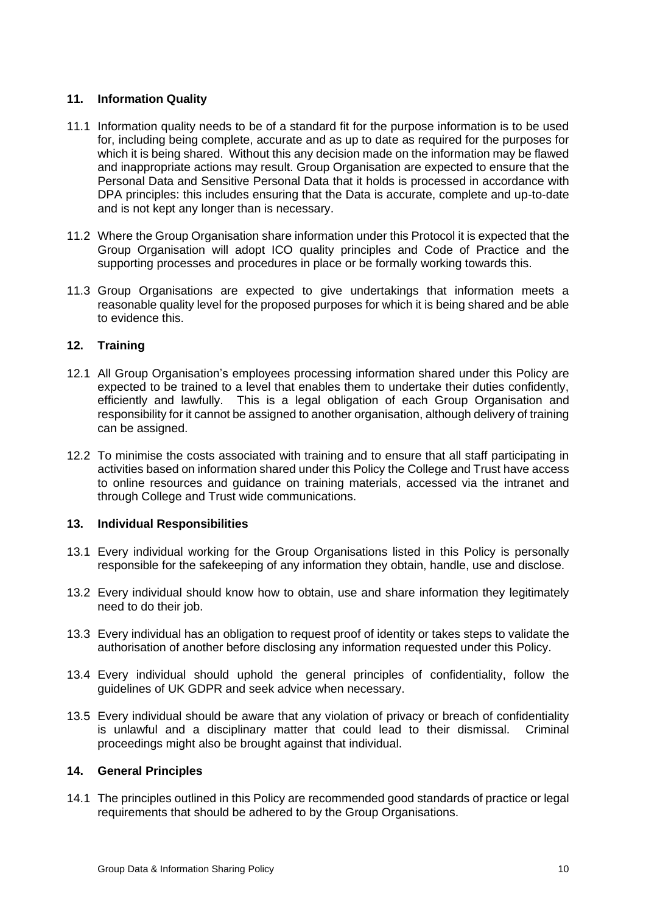## 11. Information Quality

11.1 Information quality needs to be of a standard fit for the purpose information is to be used for, including being complete, accurate and as up to date as required for the purposes for which it is being shared. Without this any decision made on the information may be flawed and inappropriate actions may result. Group Organisation are expected to ensure that the Personal Data and Sensitive Personal Data that it holds is processed in accordance with DPA principles: this includes ensuring that the Data is accurate, complete and up-to-date and is not kept any longer than is necessary.

11.2 Where the Group Organisation share information under this Protocol it is expected that the Group Organisation will adopt ICO quality principles and Code of Practice and the supporting processes and procedures in place or be formally working towards this.

11.3 Group Organisations are expected to give undertakings that information meets a reasonable quality level for the proposed purposes for which it is being shared and be able to evidence this.

## 12. Training

12.1 All Group Organisation's employees processing information shared under this Policy are expected to be trained to a level that enables them to undertake their duties confidently, efficiently and lawfully. This is a legal obligation of each Group Organisation and responsibility for it cannot be assigned to another organisation, although delivery of training can be assigned.

12.2 To minimise the costs associated with training and to ensure that all staff participating in activities based on information shared under this Policy the College and Trust have access to online resources and guidance on training materials, accessed via the intranet and through College and Trust wide communications.

## 13. Individual Responsibilities

13.1 Every individual working for the Group Organisations listed in this Policy is personally responsible for the safekeeping of any information they obtain, handle, use and disclose.

13.2 Every individual should know how to obtain, use and share information they legitimately need to do their job.

13.3 Every individual has an obligation to request proof of identity or takes steps to validate the authorisation of another before disclosing any information requested under this Policy.

13.4 Every individual should uphold the general principles of confidentiality, follow the guidelines of UK GDPR and seek advice when necessary.

13.5 Every individual should be aware that any violation of privacy or breach of confidentiality is unlawful and a disciplinary matter that could lead to their dismissal. Criminal proceedings might also be brought against that individual.

## 14. General Principles

14.1 The principles outlined in this Policy are recommended good standards of practice or legal requirements that should be adhered to by the Group Organisations.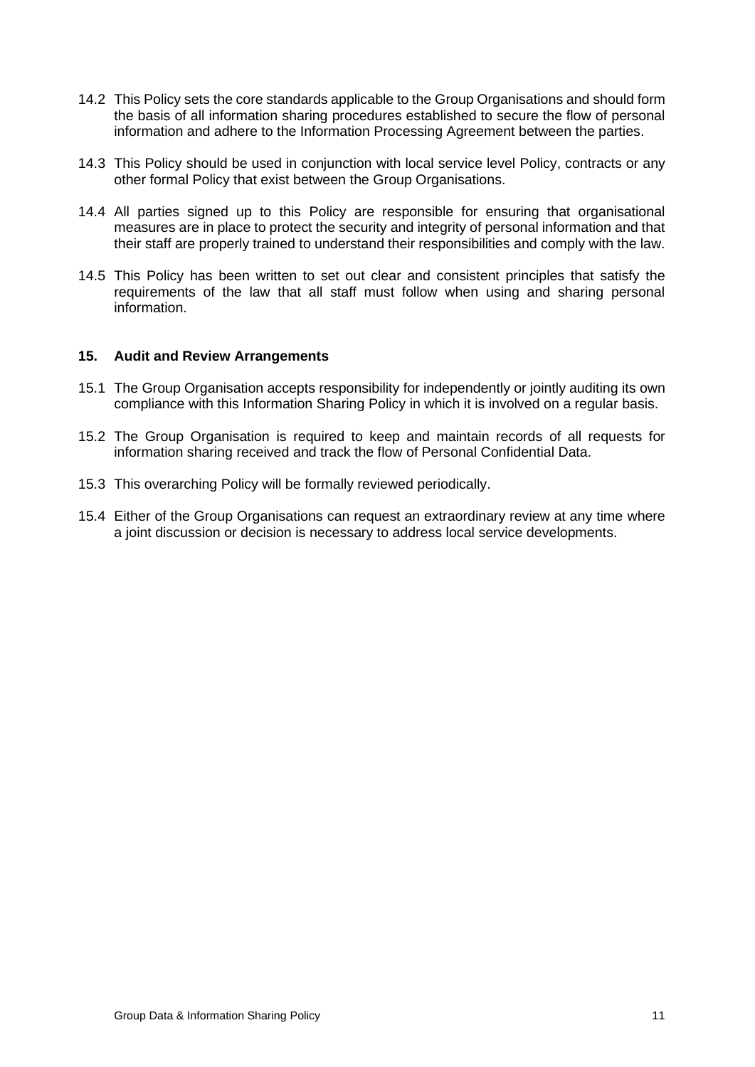14.2 This Policy sets the core standards applicable to the Group Organisations and should form the basis of all information sharing procedures established to secure the flow of personal information and adhere to the Information Processing Agreement between the parties.

14.3 This Policy should be used in conjunction with local service level Policy, contracts or any other formal Policy that exist between the Group Organisations.

14.4 All parties signed up to this Policy are responsible for ensuring that organisational measures are in place to protect the security and integrity of personal information and that their staff are properly trained to understand their responsibilities and comply with the law.

14.5 This Policy has been written to set out clear and consistent principles that satisfy the requirements of the law that all staff must follow when using and sharing personal information.

## 15. Audit and Review Arrangements

15.1 The Group Organisation accepts responsibility for independently or jointly auditing its own compliance with this Information Sharing Policy in which it is involved on a regular basis.

15.2 The Group Organisation is required to keep and maintain records of all requests for information sharing received and track the flow of Personal Confidential Data.

15.3 This overarching Policy will be formally reviewed periodically.

15.4 Either of the Group Organisations can request an extraordinary review at any time where a joint discussion or decision is necessary to address local service developments.